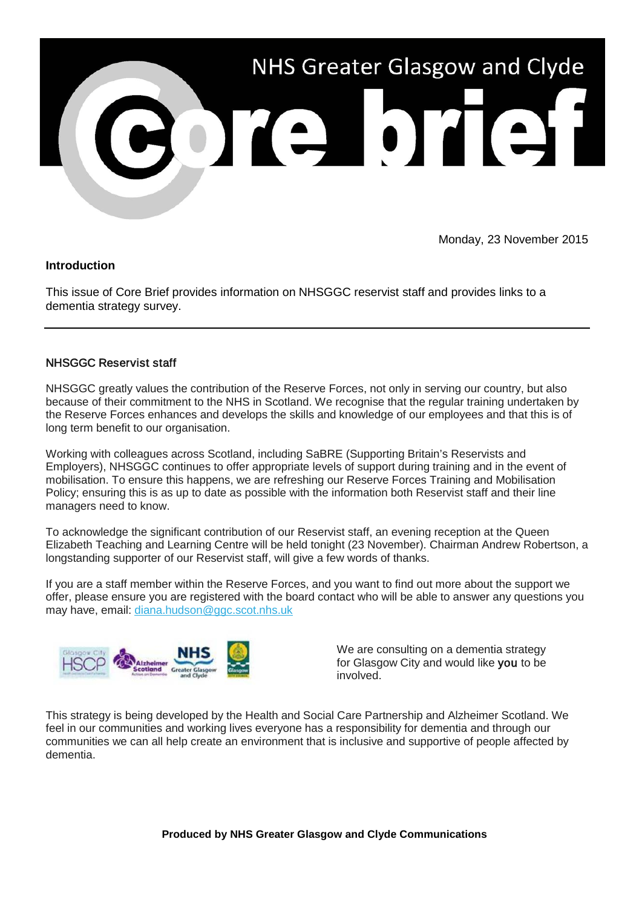# NHS Greater Glasgow and Clyde Core brief

Monday, 23 November 2015

## Introduction

This issue of Core Brief provides information on NHSGGC reservist staff and provides links to a dementia strategy survey.

---

## NHSGGC Reservist staff

NHSGGC greatly values the contribution of the Reserve Forces, not only in serving our country, but also because of their commitment to the NHS in Scotland. We recognise that the regular training undertaken by the Reserve Forces enhances and develops the skills and knowledge of our employees and that this is of long term benefit to our organisation.

Working with colleagues across Scotland, including SaBRE (Supporting Britain's Reservists and Employers), NHSGGC continues to offer appropriate levels of support during training and in the event of mobilisation. To ensure this happens, we are refreshing our Reserve Forces Training and Mobilisation Policy; ensuring this is as up to date as possible with the information both Reservist staff and their line managers need to know.

To acknowledge the significant contribution of our Reservist staff, an evening reception at the Queen Elizabeth Teaching and Learning Centre will be held tonight (23 November). Chairman Andrew Robertson, a longstanding supporter of our Reservist staff, will give a few words of thanks.

If you are a staff member within the Reserve Forces, and you want to find out more about the support we offer, please ensure you are registered with the board contact who will be able to answer any questions you may have, email: diana.hudson@ggc.scot.nhs.uk

We are consulting on a dementia strategy for Glasgow City and would like **you** to be involved.

This strategy is being developed by the Health and Social Care Partnership and Alzheimer Scotland. We feel in our communities and working lives everyone has a responsibility for dementia and through our communities we can all help create an environment that is inclusive and supportive of people affected by dementia.

**Produced by NHS Greater Glasgow and Clyde Communications**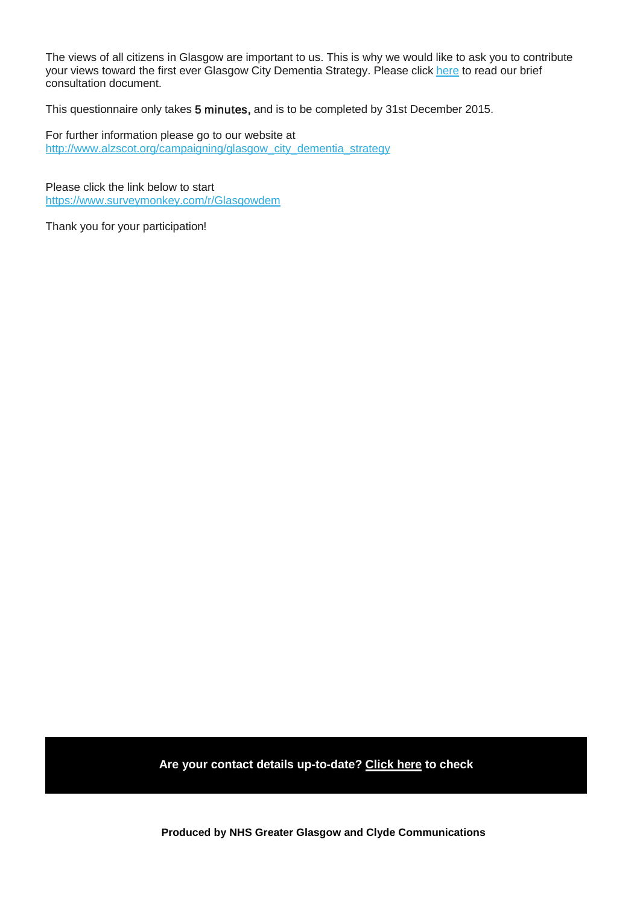The views of all citizens in Glasgow are important to us. This is why we would like to ask you to contribute your views toward the first ever Glasgow City Dementia Strategy. Please click here to read our brief consultation document.

This questionnaire only takes **5 minutes,** and is to be completed by 31st December 2015.

For further information please go to our website at
http://www.alzscot.org/campaigning/glasgow_city_dementia_strategy

Please click the link below to start
https://www.surveymonkey.com/r/Glasgowdem

Thank you for your participation!

**Are your contact details up-to-date? Click here to check**

**Produced by NHS Greater Glasgow and Clyde Communications**